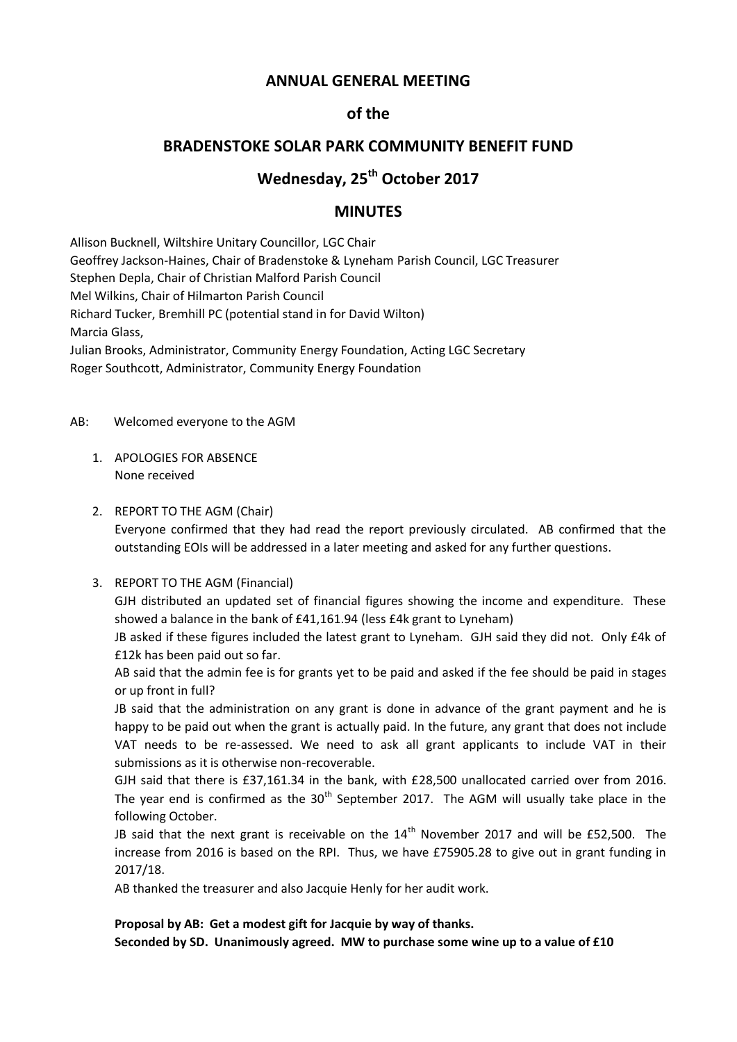# ANNUAL GENERAL MEETING

## of the

## BRADENSTOKE SOLAR PARK COMMUNITY BENEFIT FUND

## Wednesday, 25th October 2017

## MINUTES

Allison Bucknell, Wiltshire Unitary Councillor, LGC Chair
Geoffrey Jackson-Haines, Chair of Bradenstoke & Lyneham Parish Council, LGC Treasurer
Stephen Depla, Chair of Christian Malford Parish Council
Mel Wilkins, Chair of Hilmarton Parish Council
Richard Tucker, Bremhill PC (potential stand in for David Wilton)
Marcia Glass,
Julian Brooks, Administrator, Community Energy Foundation, Acting LGC Secretary
Roger Southcott, Administrator, Community Energy Foundation

AB: Welcomed everyone to the AGM

1. APOLOGIES FOR ABSENCE
   None received

2. REPORT TO THE AGM (Chair)
   Everyone confirmed that they had read the report previously circulated. AB confirmed that the outstanding EOIs will be addressed in a later meeting and asked for any further questions.

3. REPORT TO THE AGM (Financial)
   GJH distributed an updated set of financial figures showing the income and expenditure. These showed a balance in the bank of £41,161.94 (less £4k grant to Lyneham)

   JB asked if these figures included the latest grant to Lyneham. GJH said they did not. Only £4k of £12k has been paid out so far.

   AB said that the admin fee is for grants yet to be paid and asked if the fee should be paid in stages or up front in full?

   JB said that the administration on any grant is done in advance of the grant payment and he is happy to be paid out when the grant is actually paid. In the future, any grant that does not include VAT needs to be re-assessed. We need to ask all grant applicants to include VAT in their submissions as it is otherwise non-recoverable.

   GJH said that there is £37,161.34 in the bank, with £28,500 unallocated carried over from 2016. The year end is confirmed as the 30th September 2017. The AGM will usually take place in the following October.

   JB said that the next grant is receivable on the 14th November 2017 and will be £52,500. The increase from 2016 is based on the RPI. Thus, we have £75905.28 to give out in grant funding in 2017/18.

   AB thanked the treasurer and also Jacquie Henly for her audit work.

   **Proposal by AB: Get a modest gift for Jacquie by way of thanks.**
   **Seconded by SD. Unanimously agreed. MW to purchase some wine up to a value of £10**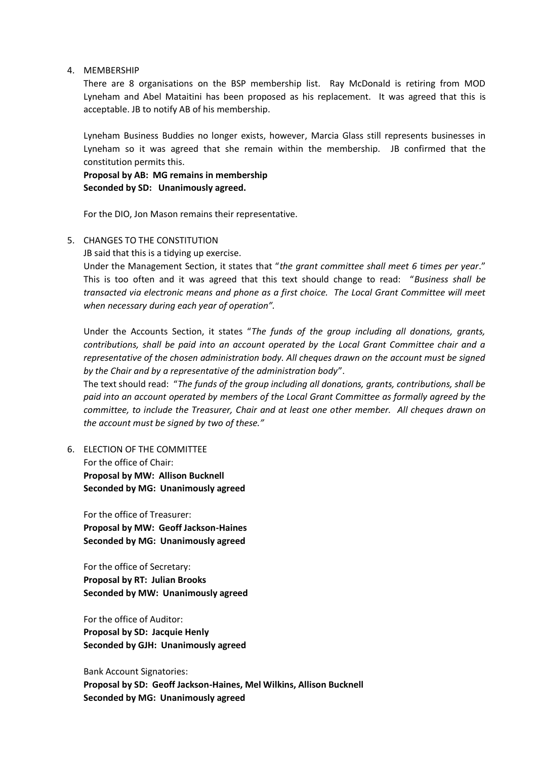4. MEMBERSHIP

   There are 8 organisations on the BSP membership list. Ray McDonald is retiring from MOD Lyneham and Abel Mataitini has been proposed as his replacement. It was agreed that this is acceptable. JB to notify AB of his membership.

   Lyneham Business Buddies no longer exists, however, Marcia Glass still represents businesses in Lyneham so it was agreed that she remain within the membership. JB confirmed that the constitution permits this.

   **Proposal by AB: MG remains in membership**
   **Seconded by SD: Unanimously agreed.**

   For the DIO, Jon Mason remains their representative.

5. CHANGES TO THE CONSTITUTION

   JB said that this is a tidying up exercise.

   Under the Management Section, it states that "*the grant committee shall meet 6 times per year*." This is too often and it was agreed that this text should change to read: "*Business shall be transacted via electronic means and phone as a first choice. The Local Grant Committee will meet when necessary during each year of operation".*

   Under the Accounts Section, it states "*The funds of the group including all donations, grants, contributions, shall be paid into an account operated by the Local Grant Committee chair and a representative of the chosen administration body. All cheques drawn on the account must be signed by the Chair and by a representative of the administration body*".

   The text should read: "*The funds of the group including all donations, grants, contributions, shall be paid into an account operated by members of the Local Grant Committee as formally agreed by the committee, to include the Treasurer, Chair and at least one other member. All cheques drawn on the account must be signed by two of these."*

6. ELECTION OF THE COMMITTEE

   For the office of Chair:
   **Proposal by MW: Allison Bucknell**
   **Seconded by MG: Unanimously agreed**

   For the office of Treasurer:
   **Proposal by MW: Geoff Jackson-Haines**
   **Seconded by MG: Unanimously agreed**

   For the office of Secretary:
   **Proposal by RT: Julian Brooks**
   **Seconded by MW: Unanimously agreed**

   For the office of Auditor:
   **Proposal by SD: Jacquie Henly**
   **Seconded by GJH: Unanimously agreed**

   Bank Account Signatories:
   **Proposal by SD: Geoff Jackson-Haines, Mel Wilkins, Allison Bucknell**
   **Seconded by MG: Unanimously agreed**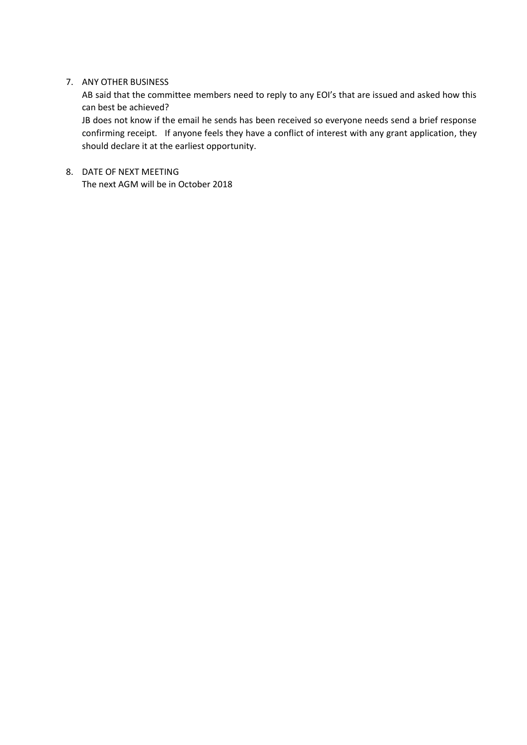7. ANY OTHER BUSINESS

   AB said that the committee members need to reply to any EOI's that are issued and asked how this can best be achieved?

   JB does not know if the email he sends has been received so everyone needs send a brief response confirming receipt. If anyone feels they have a conflict of interest with any grant application, they should declare it at the earliest opportunity.

8. DATE OF NEXT MEETING

   The next AGM will be in October 2018